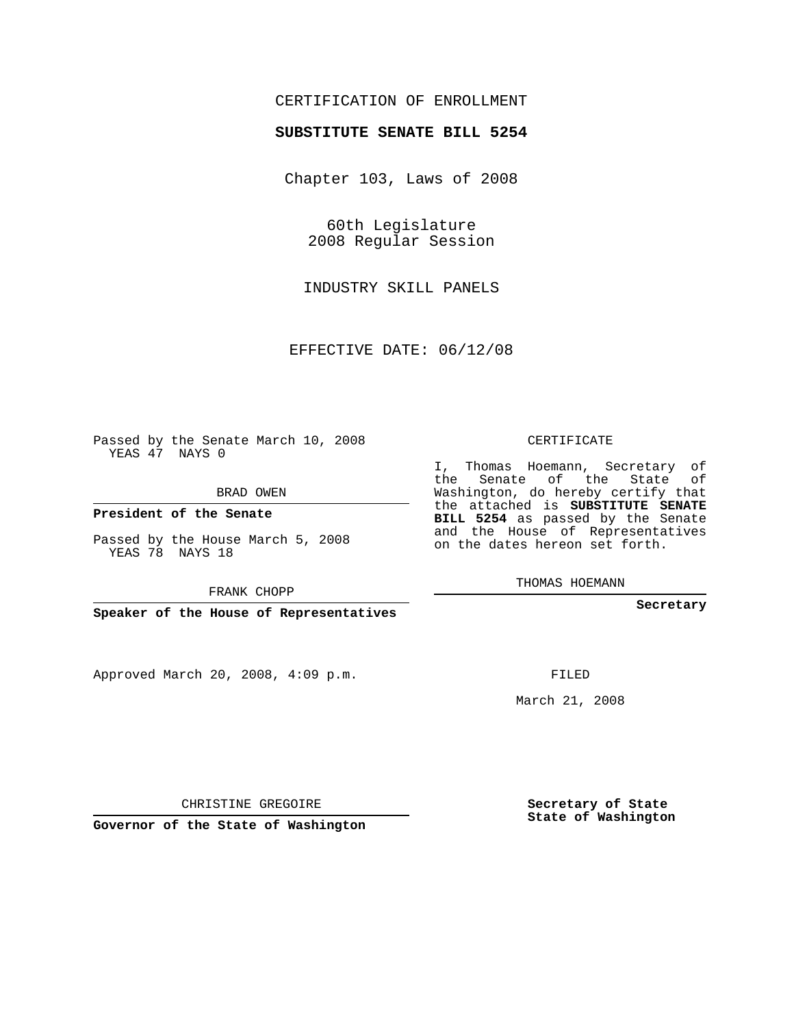CERTIFICATION OF ENROLLMENT

**SUBSTITUTE SENATE BILL 5254**

Chapter 103, Laws of 2008

60th Legislature
2008 Regular Session

INDUSTRY SKILL PANELS

EFFECTIVE DATE: 06/12/08

Passed by the Senate March 10, 2008
YEAS 47 NAYS 0

BRAD OWEN

**President of the Senate**

Passed by the House March 5, 2008
YEAS 78 NAYS 18

FRANK CHOPP

**Speaker of the House of Representatives**

CERTIFICATE

I, Thomas Hoemann, Secretary of the Senate of the State of Washington, do hereby certify that the attached is **SUBSTITUTE SENATE BILL 5254** as passed by the Senate and the House of Representatives on the dates hereon set forth.

THOMAS HOEMANN

**Secretary**

Approved March 20, 2008, 4:09 p.m.

FILED

March 21, 2008

CHRISTINE GREGOIRE

**Governor of the State of Washington**

**Secretary of State**
**State of Washington**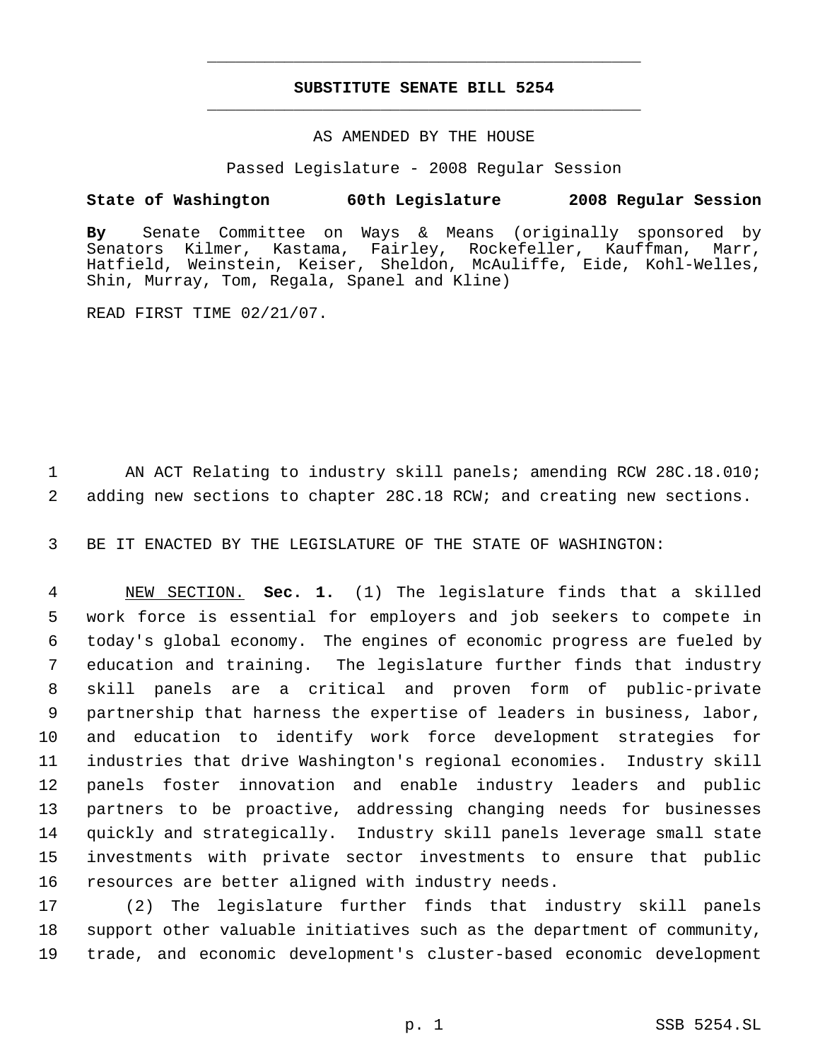# SUBSTITUTE SENATE BILL 5254

AS AMENDED BY THE HOUSE

Passed Legislature - 2008 Regular Session

**State of Washington 60th Legislature 2008 Regular Session**

**By** Senate Committee on Ways & Means (originally sponsored by Senators Kilmer, Kastama, Fairley, Rockefeller, Kauffman, Marr, Hatfield, Weinstein, Keiser, Sheldon, McAuliffe, Eide, Kohl-Welles, Shin, Murray, Tom, Regala, Spanel and Kline)

READ FIRST TIME 02/21/07.

AN ACT Relating to industry skill panels; amending RCW 28C.18.010; adding new sections to chapter 28C.18 RCW; and creating new sections.

BE IT ENACTED BY THE LEGISLATURE OF THE STATE OF WASHINGTON:

NEW SECTION. **Sec. 1.** (1) The legislature finds that a skilled work force is essential for employers and job seekers to compete in today's global economy. The engines of economic progress are fueled by education and training. The legislature further finds that industry skill panels are a critical and proven form of public-private partnership that harness the expertise of leaders in business, labor, and education to identify work force development strategies for industries that drive Washington's regional economies. Industry skill panels foster innovation and enable industry leaders and public partners to be proactive, addressing changing needs for businesses quickly and strategically. Industry skill panels leverage small state investments with private sector investments to ensure that public resources are better aligned with industry needs.

(2) The legislature further finds that industry skill panels support other valuable initiatives such as the department of community, trade, and economic development's cluster-based economic development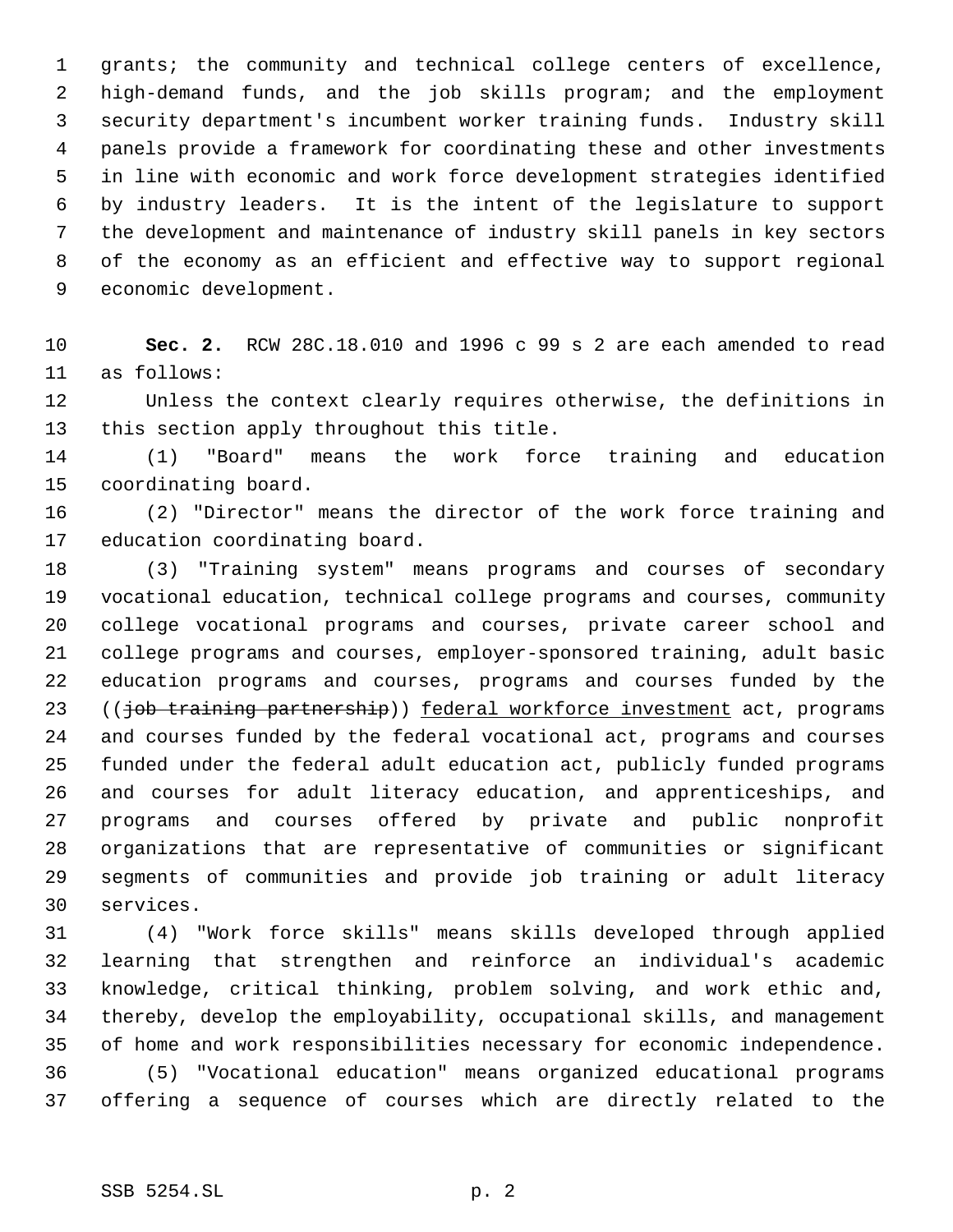grants; the community and technical college centers of excellence, high-demand funds, and the job skills program; and the employment security department's incumbent worker training funds. Industry skill panels provide a framework for coordinating these and other investments in line with economic and work force development strategies identified by industry leaders. It is the intent of the legislature to support the development and maintenance of industry skill panels in key sectors of the economy as an efficient and effective way to support regional economic development.

**Sec. 2.** RCW 28C.18.010 and 1996 c 99 s 2 are each amended to read as follows:

Unless the context clearly requires otherwise, the definitions in this section apply throughout this title.

(1) "Board" means the work force training and education coordinating board.

(2) "Director" means the director of the work force training and education coordinating board.

(3) "Training system" means programs and courses of secondary vocational education, technical college programs and courses, community college vocational programs and courses, private career school and college programs and courses, employer-sponsored training, adult basic education programs and courses, programs and courses funded by the ((~~job training partnership~~)) <u>federal workforce investment</u> act, programs and courses funded by the federal vocational act, programs and courses funded under the federal adult education act, publicly funded programs and courses for adult literacy education, and apprenticeships, and programs and courses offered by private and public nonprofit organizations that are representative of communities or significant segments of communities and provide job training or adult literacy services.

(4) "Work force skills" means skills developed through applied learning that strengthen and reinforce an individual's academic knowledge, critical thinking, problem solving, and work ethic and, thereby, develop the employability, occupational skills, and management of home and work responsibilities necessary for economic independence.

(5) "Vocational education" means organized educational programs offering a sequence of courses which are directly related to the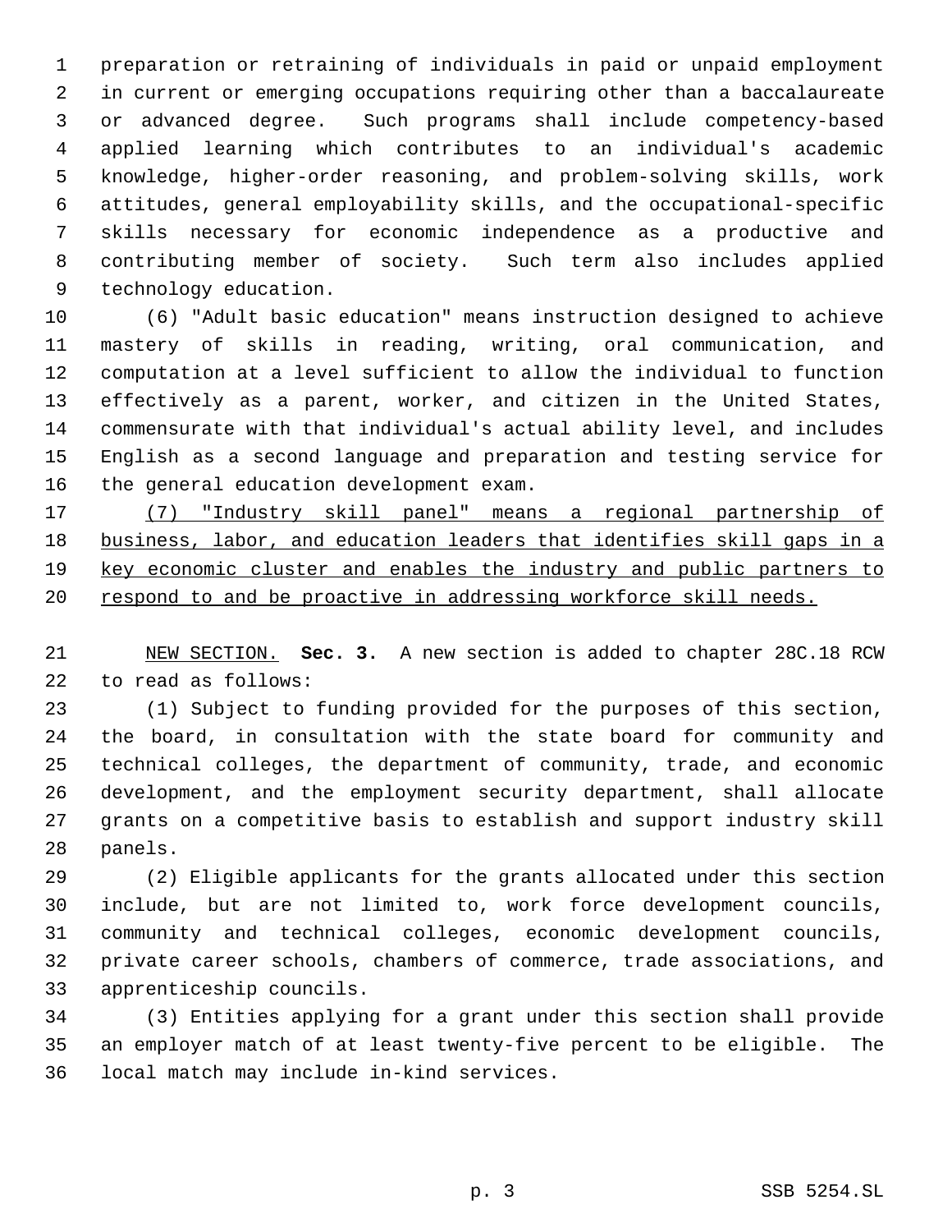preparation or retraining of individuals in paid or unpaid employment in current or emerging occupations requiring other than a baccalaureate or advanced degree. Such programs shall include competency-based applied learning which contributes to an individual's academic knowledge, higher-order reasoning, and problem-solving skills, work attitudes, general employability skills, and the occupational-specific skills necessary for economic independence as a productive and contributing member of society. Such term also includes applied technology education.

(6) "Adult basic education" means instruction designed to achieve mastery of skills in reading, writing, oral communication, and computation at a level sufficient to allow the individual to function effectively as a parent, worker, and citizen in the United States, commensurate with that individual's actual ability level, and includes English as a second language and preparation and testing service for the general education development exam.

<u>(7) "Industry skill panel" means a regional partnership of business, labor, and education leaders that identifies skill gaps in a key economic cluster and enables the industry and public partners to respond to and be proactive in addressing workforce skill needs.</u>

<u>NEW SECTION.</u> **Sec. 3.** A new section is added to chapter 28C.18 RCW to read as follows:

(1) Subject to funding provided for the purposes of this section, the board, in consultation with the state board for community and technical colleges, the department of community, trade, and economic development, and the employment security department, shall allocate grants on a competitive basis to establish and support industry skill panels.

(2) Eligible applicants for the grants allocated under this section include, but are not limited to, work force development councils, community and technical colleges, economic development councils, private career schools, chambers of commerce, trade associations, and apprenticeship councils.

(3) Entities applying for a grant under this section shall provide an employer match of at least twenty-five percent to be eligible. The local match may include in-kind services.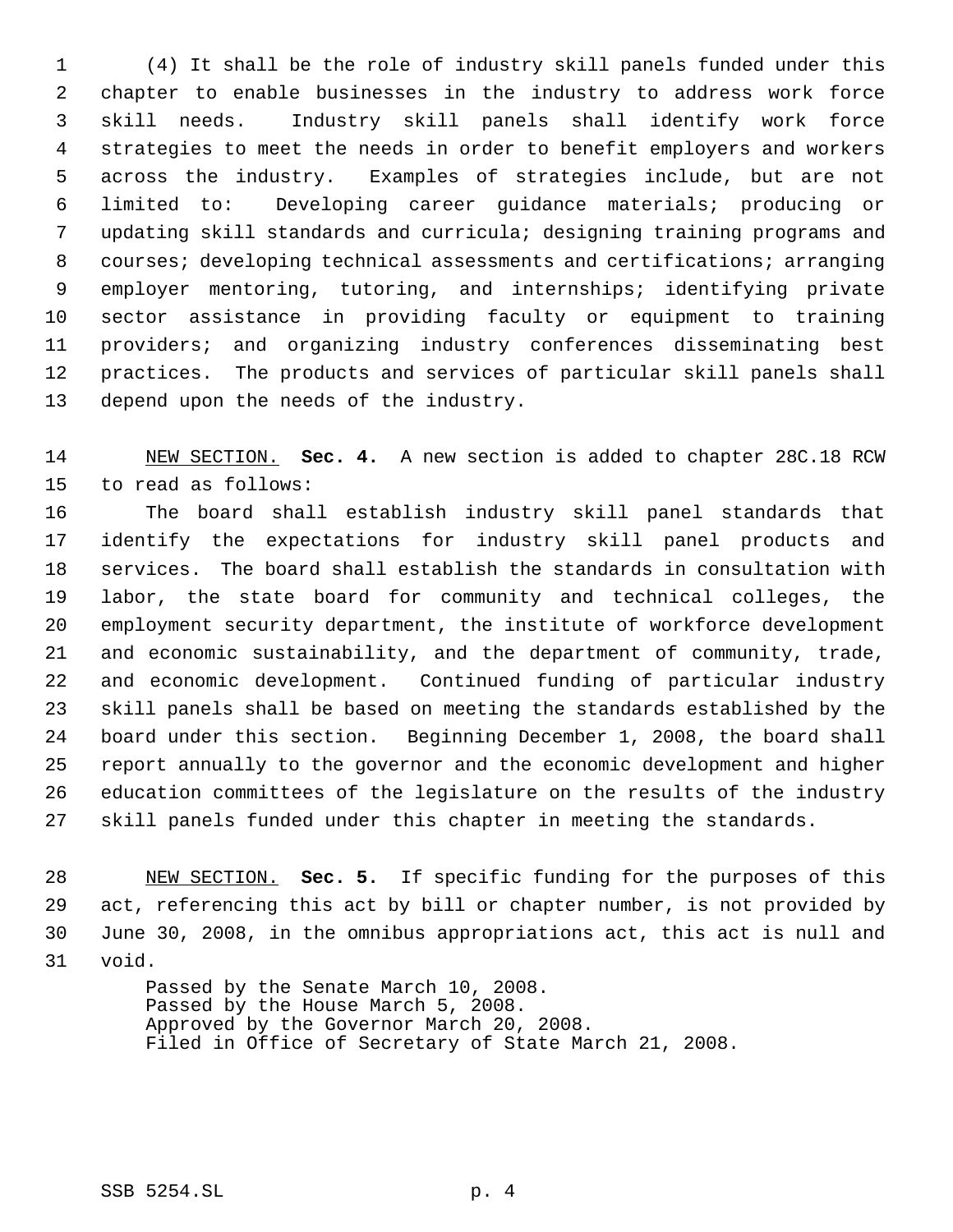(4) It shall be the role of industry skill panels funded under this chapter to enable businesses in the industry to address work force skill needs. Industry skill panels shall identify work force strategies to meet the needs in order to benefit employers and workers across the industry. Examples of strategies include, but are not limited to: Developing career guidance materials; producing or updating skill standards and curricula; designing training programs and courses; developing technical assessments and certifications; arranging employer mentoring, tutoring, and internships; identifying private sector assistance in providing faculty or equipment to training providers; and organizing industry conferences disseminating best practices. The products and services of particular skill panels shall depend upon the needs of the industry.

NEW SECTION. **Sec. 4.** A new section is added to chapter 28C.18 RCW to read as follows:

The board shall establish industry skill panel standards that identify the expectations for industry skill panel products and services. The board shall establish the standards in consultation with labor, the state board for community and technical colleges, the employment security department, the institute of workforce development and economic sustainability, and the department of community, trade, and economic development. Continued funding of particular industry skill panels shall be based on meeting the standards established by the board under this section. Beginning December 1, 2008, the board shall report annually to the governor and the economic development and higher education committees of the legislature on the results of the industry skill panels funded under this chapter in meeting the standards.

NEW SECTION. **Sec. 5.** If specific funding for the purposes of this act, referencing this act by bill or chapter number, is not provided by June 30, 2008, in the omnibus appropriations act, this act is null and void.

Passed by the Senate March 10, 2008.
Passed by the House March 5, 2008.
Approved by the Governor March 20, 2008.
Filed in Office of Secretary of State March 21, 2008.